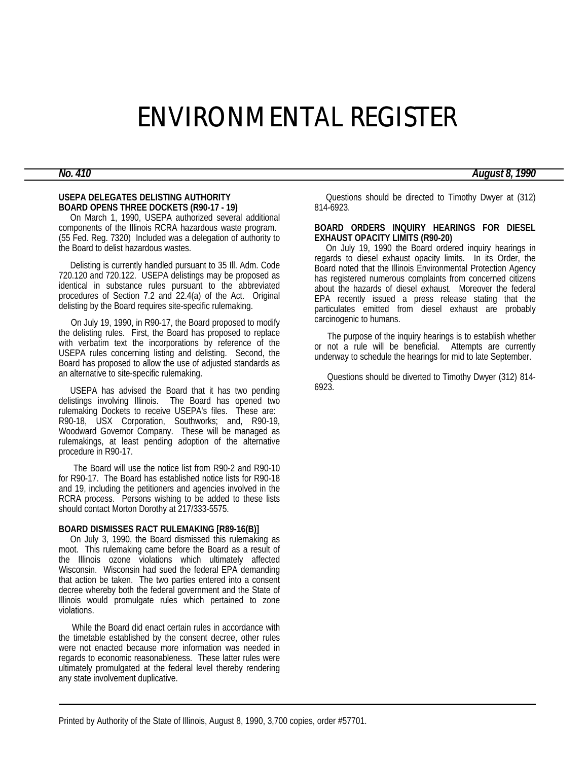# ENVIRONMENTAL REGISTER

***No. 410*** ***August 8, 1990***

**USEPA DELEGATES DELISTING AUTHORITY**
**BOARD OPENS THREE DOCKETS (R90-17 - 19)**

On March 1, 1990, USEPA authorized several additional components of the Illinois RCRA hazardous waste program. (55 Fed. Reg. 7320) Included was a delegation of authority to the Board to delist hazardous wastes.

Delisting is currently handled pursuant to 35 Ill. Adm. Code 720.120 and 720.122. USEPA delistings may be proposed as identical in substance rules pursuant to the abbreviated procedures of Section 7.2 and 22.4(a) of the Act. Original delisting by the Board requires site-specific rulemaking.

On July 19, 1990, in R90-17, the Board proposed to modify the delisting rules. First, the Board has proposed to replace with verbatim text the incorporations by reference of the USEPA rules concerning listing and delisting. Second, the Board has proposed to allow the use of adjusted standards as an alternative to site-specific rulemaking.

USEPA has advised the Board that it has two pending delistings involving Illinois. The Board has opened two rulemaking Dockets to receive USEPA's files. These are: R90-18, USX Corporation, Southworks; and, R90-19, Woodward Governor Company. These will be managed as rulemakings, at least pending adoption of the alternative procedure in R90-17.

The Board will use the notice list from R90-2 and R90-10 for R90-17. The Board has established notice lists for R90-18 and 19, including the petitioners and agencies involved in the RCRA process. Persons wishing to be added to these lists should contact Morton Dorothy at 217/333-5575.

**BOARD DISMISSES RACT RULEMAKING [R89-16(B)]**

On July 3, 1990, the Board dismissed this rulemaking as moot. This rulemaking came before the Board as a result of the Illinois ozone violations which ultimately affected Wisconsin. Wisconsin had sued the federal EPA demanding that action be taken. The two parties entered into a consent decree whereby both the federal government and the State of Illinois would promulgate rules which pertained to zone violations.

While the Board did enact certain rules in accordance with the timetable established by the consent decree, other rules were not enacted because more information was needed in regards to economic reasonableness. These latter rules were ultimately promulgated at the federal level thereby rendering any state involvement duplicative.

Questions should be directed to Timothy Dwyer at (312) 814-6923.

**BOARD ORDERS INQUIRY HEARINGS FOR DIESEL EXHAUST OPACITY LIMITS (R90-20)**

On July 19, 1990 the Board ordered inquiry hearings in regards to diesel exhaust opacity limits. In its Order, the Board noted that the Illinois Environmental Protection Agency has registered numerous complaints from concerned citizens about the hazards of diesel exhaust. Moreover the federal EPA recently issued a press release stating that the particulates emitted from diesel exhaust are probably carcinogenic to humans.

The purpose of the inquiry hearings is to establish whether or not a rule will be beneficial. Attempts are currently underway to schedule the hearings for mid to late September.

Questions should be diverted to Timothy Dwyer (312) 814-6923.

Printed by Authority of the State of Illinois, August 8, 1990, 3,700 copies, order #57701.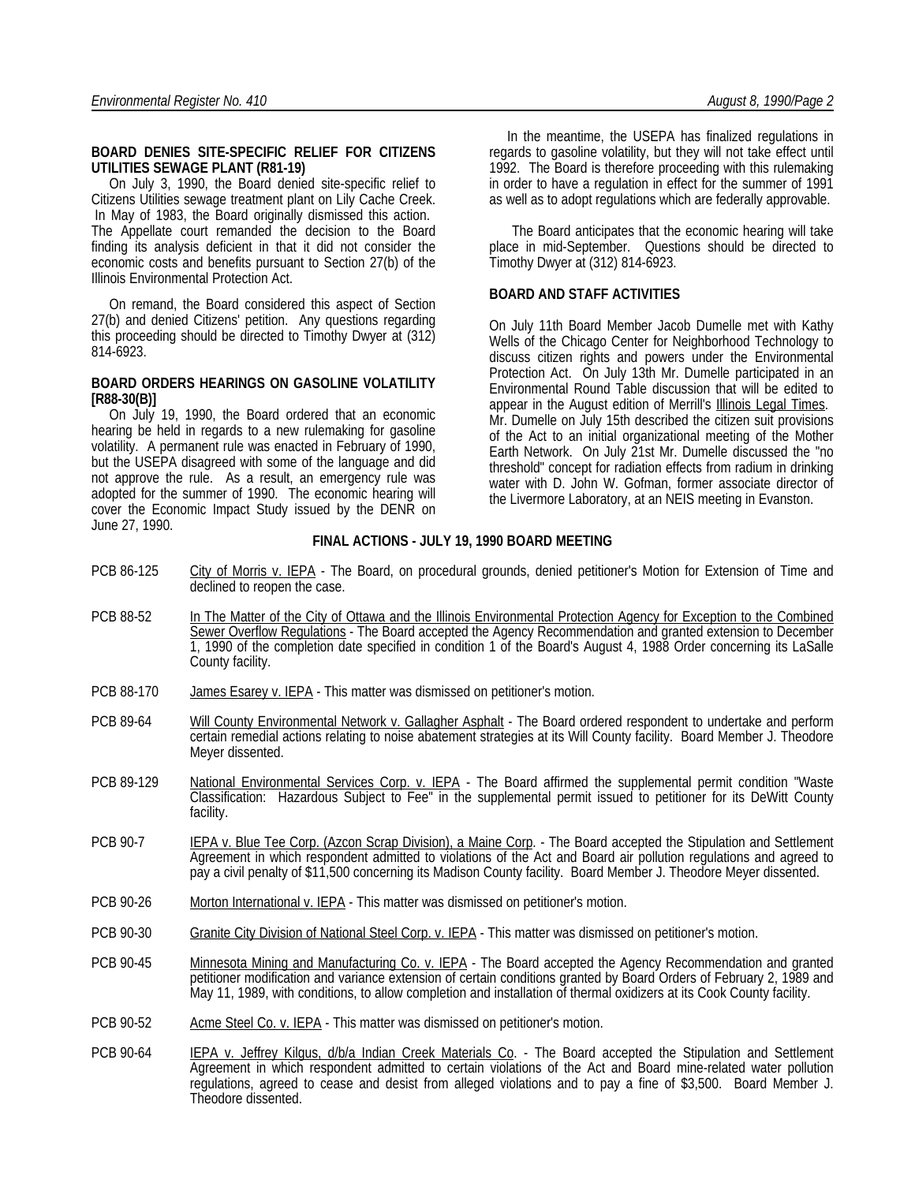**BOARD DENIES SITE-SPECIFIC RELIEF FOR CITIZENS UTILITIES SEWAGE PLANT (R81-19)**

On July 3, 1990, the Board denied site-specific relief to Citizens Utilities sewage treatment plant on Lily Cache Creek. In May of 1983, the Board originally dismissed this action. The Appellate court remanded the decision to the Board finding its analysis deficient in that it did not consider the economic costs and benefits pursuant to Section 27(b) of the Illinois Environmental Protection Act.

On remand, the Board considered this aspect of Section 27(b) and denied Citizens' petition. Any questions regarding this proceeding should be directed to Timothy Dwyer at (312) 814-6923.

**BOARD ORDERS HEARINGS ON GASOLINE VOLATILITY [R88-30(B)]**

On July 19, 1990, the Board ordered that an economic hearing be held in regards to a new rulemaking for gasoline volatility. A permanent rule was enacted in February of 1990, but the USEPA disagreed with some of the language and did not approve the rule. As a result, an emergency rule was adopted for the summer of 1990. The economic hearing will cover the Economic Impact Study issued by the DENR on June 27, 1990.

In the meantime, the USEPA has finalized regulations in regards to gasoline volatility, but they will not take effect until 1992. The Board is therefore proceeding with this rulemaking in order to have a regulation in effect for the summer of 1991 as well as to adopt regulations which are federally approvable.

The Board anticipates that the economic hearing will take place in mid-September. Questions should be directed to Timothy Dwyer at (312) 814-6923.

**BOARD AND STAFF ACTIVITIES**

On July 11th Board Member Jacob Dumelle met with Kathy Wells of the Chicago Center for Neighborhood Technology to discuss citizen rights and powers under the Environmental Protection Act. On July 13th Mr. Dumelle participated in an Environmental Round Table discussion that will be edited to appear in the August edition of Merrill's Illinois Legal Times. Mr. Dumelle on July 15th described the citizen suit provisions of the Act to an initial organizational meeting of the Mother Earth Network. On July 21st Mr. Dumelle discussed the "no threshold" concept for radiation effects from radium in drinking water with D. John W. Gofman, former associate director of the Livermore Laboratory, at an NEIS meeting in Evanston.

**FINAL ACTIONS - JULY 19, 1990 BOARD MEETING**

PCB 86-125 — City of Morris v. IEPA - The Board, on procedural grounds, denied petitioner's Motion for Extension of Time and declined to reopen the case.

PCB 88-52 — In The Matter of the City of Ottawa and the Illinois Environmental Protection Agency for Exception to the Combined Sewer Overflow Regulations - The Board accepted the Agency Recommendation and granted extension to December 1, 1990 of the completion date specified in condition 1 of the Board's August 4, 1988 Order concerning its LaSalle County facility.

PCB 88-170 — James Esarey v. IEPA - This matter was dismissed on petitioner's motion.

PCB 89-64 — Will County Environmental Network v. Gallagher Asphalt - The Board ordered respondent to undertake and perform certain remedial actions relating to noise abatement strategies at its Will County facility. Board Member J. Theodore Meyer dissented.

PCB 89-129 — National Environmental Services Corp. v. IEPA - The Board affirmed the supplemental permit condition "Waste Classification: Hazardous Subject to Fee" in the supplemental permit issued to petitioner for its DeWitt County facility.

PCB 90-7 — IEPA v. Blue Tee Corp. (Azcon Scrap Division), a Maine Corp. - The Board accepted the Stipulation and Settlement Agreement in which respondent admitted to violations of the Act and Board air pollution regulations and agreed to pay a civil penalty of $11,500 concerning its Madison County facility. Board Member J. Theodore Meyer dissented.

PCB 90-26 — Morton International v. IEPA - This matter was dismissed on petitioner's motion.

PCB 90-30 — Granite City Division of National Steel Corp. v. IEPA - This matter was dismissed on petitioner's motion.

PCB 90-45 — Minnesota Mining and Manufacturing Co. v. IEPA - The Board accepted the Agency Recommendation and granted petitioner modification and variance extension of certain conditions granted by Board Orders of February 2, 1989 and May 11, 1989, with conditions, to allow completion and installation of thermal oxidizers at its Cook County facility.

PCB 90-52 — Acme Steel Co. v. IEPA - This matter was dismissed on petitioner's motion.

PCB 90-64 — IEPA v. Jeffrey Kilgus, d/b/a Indian Creek Materials Co. - The Board accepted the Stipulation and Settlement Agreement in which respondent admitted to certain violations of the Act and Board mine-related water pollution regulations, agreed to cease and desist from alleged violations and to pay a fine of $3,500. Board Member J. Theodore dissented.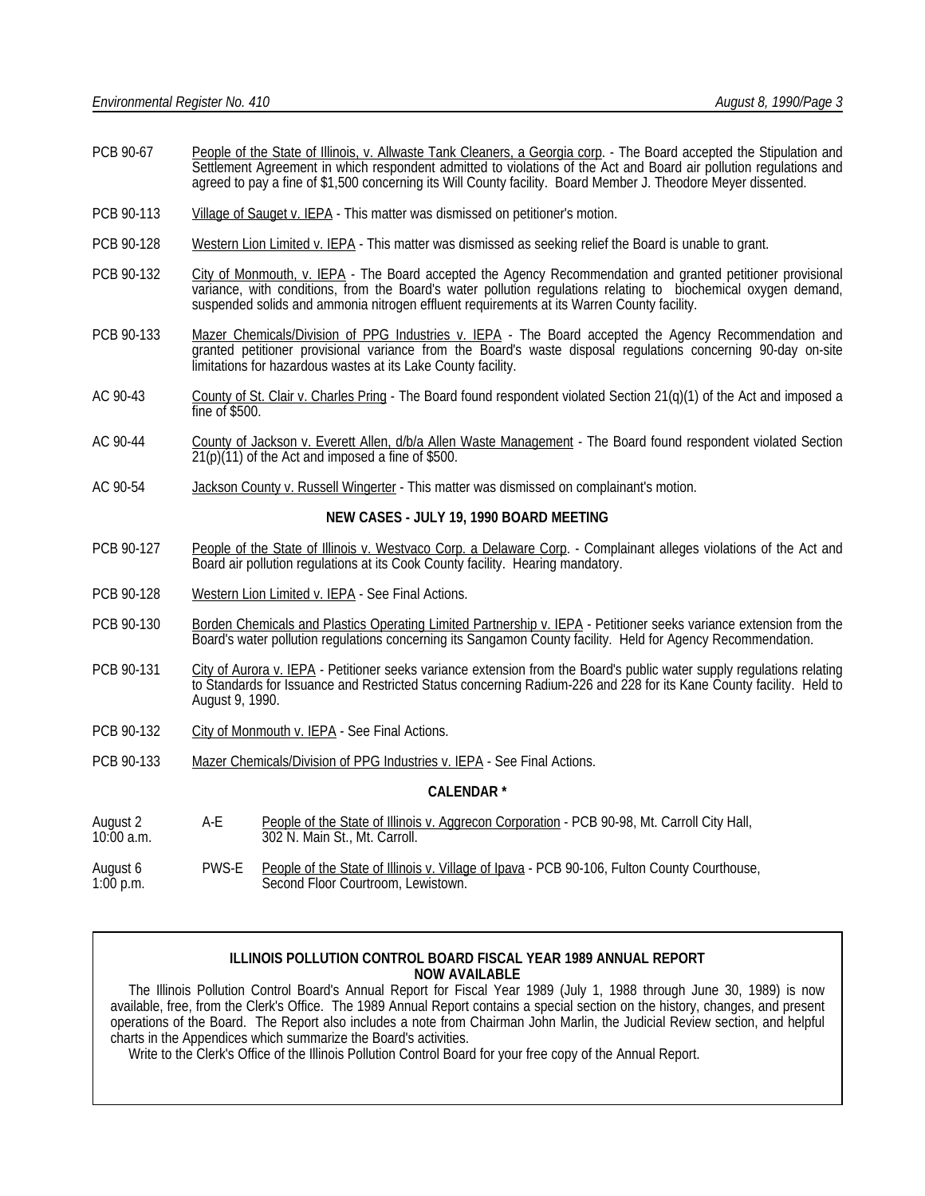PCB 90-67 People of the State of Illinois, v. Allwaste Tank Cleaners, a Georgia corp. - The Board accepted the Stipulation and Settlement Agreement in which respondent admitted to violations of the Act and Board air pollution regulations and agreed to pay a fine of $1,500 concerning its Will County facility. Board Member J. Theodore Meyer dissented.

PCB 90-113 Village of Sauget v. IEPA - This matter was dismissed on petitioner's motion.

PCB 90-128 Western Lion Limited v. IEPA - This matter was dismissed as seeking relief the Board is unable to grant.

PCB 90-132 City of Monmouth, v. IEPA - The Board accepted the Agency Recommendation and granted petitioner provisional variance, with conditions, from the Board's water pollution regulations relating to biochemical oxygen demand, suspended solids and ammonia nitrogen effluent requirements at its Warren County facility.

PCB 90-133 Mazer Chemicals/Division of PPG Industries v. IEPA - The Board accepted the Agency Recommendation and granted petitioner provisional variance from the Board's waste disposal regulations concerning 90-day on-site limitations for hazardous wastes at its Lake County facility.

AC 90-43 County of St. Clair v. Charles Pring - The Board found respondent violated Section 21(q)(1) of the Act and imposed a fine of $500.

AC 90-44 County of Jackson v. Everett Allen, d/b/a Allen Waste Management - The Board found respondent violated Section 21(p)(11) of the Act and imposed a fine of $500.

AC 90-54 Jackson County v. Russell Wingerter - This matter was dismissed on complainant's motion.

**NEW CASES - JULY 19, 1990 BOARD MEETING**

PCB 90-127 People of the State of Illinois v. Westvaco Corp. a Delaware Corp. - Complainant alleges violations of the Act and Board air pollution regulations at its Cook County facility. Hearing mandatory.

PCB 90-128 Western Lion Limited v. IEPA - See Final Actions.

PCB 90-130 Borden Chemicals and Plastics Operating Limited Partnership v. IEPA - Petitioner seeks variance extension from the Board's water pollution regulations concerning its Sangamon County facility. Held for Agency Recommendation.

PCB 90-131 City of Aurora v. IEPA - Petitioner seeks variance extension from the Board's public water supply regulations relating to Standards for Issuance and Restricted Status concerning Radium-226 and 228 for its Kane County facility. Held to August 9, 1990.

PCB 90-132 City of Monmouth v. IEPA - See Final Actions.

PCB 90-133 Mazer Chemicals/Division of PPG Industries v. IEPA - See Final Actions.

**CALENDAR ***

| | | |
|---|---|---|
| August 2<br>10:00 a.m. | A-E | People of the State of Illinois v. Aggrecon Corporation - PCB 90-98, Mt. Carroll City Hall, 302 N. Main St., Mt. Carroll. |
| August 6<br>1:00 p.m. | PWS-E | People of the State of Illinois v. Village of Ipava - PCB 90-106, Fulton County Courthouse, Second Floor Courtroom, Lewistown. |

**ILLINOIS POLLUTION CONTROL BOARD FISCAL YEAR 1989 ANNUAL REPORT NOW AVAILABLE**

The Illinois Pollution Control Board's Annual Report for Fiscal Year 1989 (July 1, 1988 through June 30, 1989) is now available, free, from the Clerk's Office. The 1989 Annual Report contains a special section on the history, changes, and present operations of the Board. The Report also includes a note from Chairman John Marlin, the Judicial Review section, and helpful charts in the Appendices which summarize the Board's activities.

Write to the Clerk's Office of the Illinois Pollution Control Board for your free copy of the Annual Report.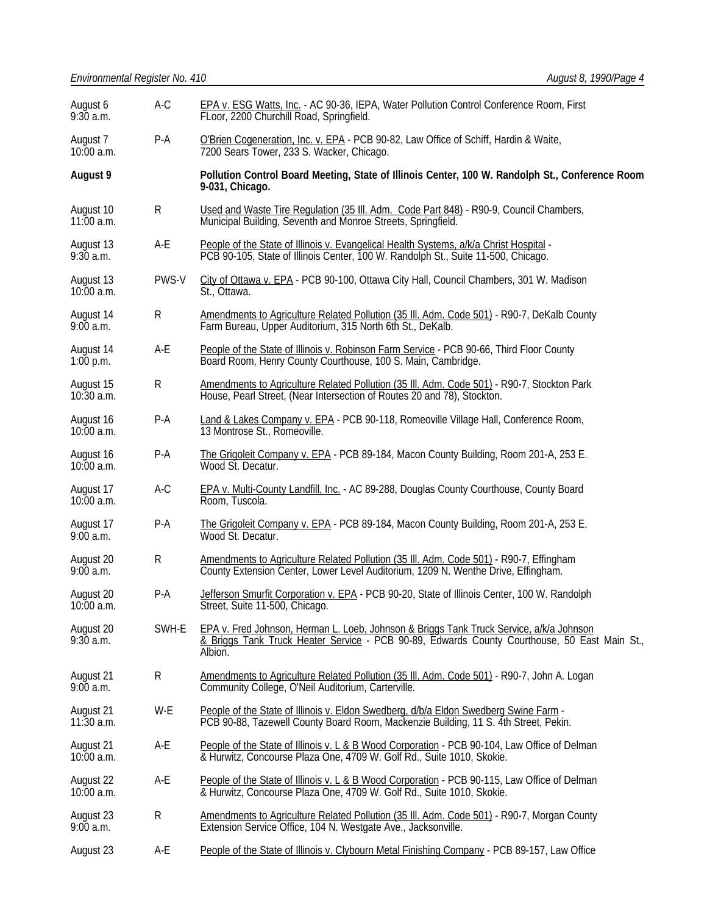| | | |
|---|---|---|
| August 6<br>9:30 a.m. | A-C | EPA v. ESG Watts, Inc. - AC 90-36, IEPA, Water Pollution Control Conference Room, First FLoor, 2200 Churchill Road, Springfield. |
| August 7<br>10:00 a.m. | P-A | O'Brien Cogeneration, Inc. v. EPA - PCB 90-82, Law Office of Schiff, Hardin & Waite, 7200 Sears Tower, 233 S. Wacker, Chicago. |
| **August 9** | | **Pollution Control Board Meeting, State of Illinois Center, 100 W. Randolph St., Conference Room 9-031, Chicago.** |
| August 10<br>11:00 a.m. | R | Used and Waste Tire Regulation (35 Ill. Adm. Code Part 848) - R90-9, Council Chambers, Municipal Building, Seventh and Monroe Streets, Springfield. |
| August 13<br>9:30 a.m. | A-E | People of the State of Illinois v. Evangelical Health Systems, a/k/a Christ Hospital - PCB 90-105, State of Illinois Center, 100 W. Randolph St., Suite 11-500, Chicago. |
| August 13<br>10:00 a.m. | PWS-V | City of Ottawa v. EPA - PCB 90-100, Ottawa City Hall, Council Chambers, 301 W. Madison St., Ottawa. |
| August 14<br>9:00 a.m. | R | Amendments to Agriculture Related Pollution (35 Ill. Adm. Code 501) - R90-7, DeKalb County Farm Bureau, Upper Auditorium, 315 North 6th St., DeKalb. |
| August 14<br>1:00 p.m. | A-E | People of the State of Illinois v. Robinson Farm Service - PCB 90-66, Third Floor County Board Room, Henry County Courthouse, 100 S. Main, Cambridge. |
| August 15<br>10:30 a.m. | R | Amendments to Agriculture Related Pollution (35 Ill. Adm. Code 501) - R90-7, Stockton Park House, Pearl Street, (Near Intersection of Routes 20 and 78), Stockton. |
| August 16<br>10:00 a.m. | P-A | Land & Lakes Company v. EPA - PCB 90-118, Romeoville Village Hall, Conference Room, 13 Montrose St., Romeoville. |
| August 16<br>10:00 a.m. | P-A | The Grigoleit Company v. EPA - PCB 89-184, Macon County Building, Room 201-A, 253 E. Wood St. Decatur. |
| August 17<br>10:00 a.m. | A-C | EPA v. Multi-County Landfill, Inc. - AC 89-288, Douglas County Courthouse, County Board Room, Tuscola. |
| August 17<br>9:00 a.m. | P-A | The Grigoleit Company v. EPA - PCB 89-184, Macon County Building, Room 201-A, 253 E. Wood St. Decatur. |
| August 20<br>9:00 a.m. | R | Amendments to Agriculture Related Pollution (35 Ill. Adm. Code 501) - R90-7, Effingham County Extension Center, Lower Level Auditorium, 1209 N. Wenthe Drive, Effingham. |
| August 20<br>10:00 a.m. | P-A | Jefferson Smurfit Corporation v. EPA - PCB 90-20, State of Illinois Center, 100 W. Randolph Street, Suite 11-500, Chicago. |
| August 20<br>9:30 a.m. | SWH-E | EPA v. Fred Johnson, Herman L. Loeb, Johnson & Briggs Tank Truck Service, a/k/a Johnson & Briggs Tank Truck Heater Service - PCB 90-89, Edwards County Courthouse, 50 East Main St., Albion. |
| August 21<br>9:00 a.m. | R | Amendments to Agriculture Related Pollution (35 Ill. Adm. Code 501) - R90-7, John A. Logan Community College, O'Neil Auditorium, Carterville. |
| August 21<br>11:30 a.m. | W-E | People of the State of Illinois v. Eldon Swedberg, d/b/a Eldon Swedberg Swine Farm - PCB 90-88, Tazewell County Board Room, Mackenzie Building, 11 S. 4th Street, Pekin. |
| August 21<br>10:00 a.m. | A-E | People of the State of Illinois v. L & B Wood Corporation - PCB 90-104, Law Office of Delman & Hurwitz, Concourse Plaza One, 4709 W. Golf Rd., Suite 1010, Skokie. |
| August 22<br>10:00 a.m. | A-E | People of the State of Illinois v. L & B Wood Corporation - PCB 90-115, Law Office of Delman & Hurwitz, Concourse Plaza One, 4709 W. Golf Rd., Suite 1010, Skokie. |
| August 23<br>9:00 a.m. | R | Amendments to Agriculture Related Pollution (35 Ill. Adm. Code 501) - R90-7, Morgan County Extension Service Office, 104 N. Westgate Ave., Jacksonville. |
| August 23 | A-E | People of the State of Illinois v. Clybourn Metal Finishing Company - PCB 89-157, Law Office |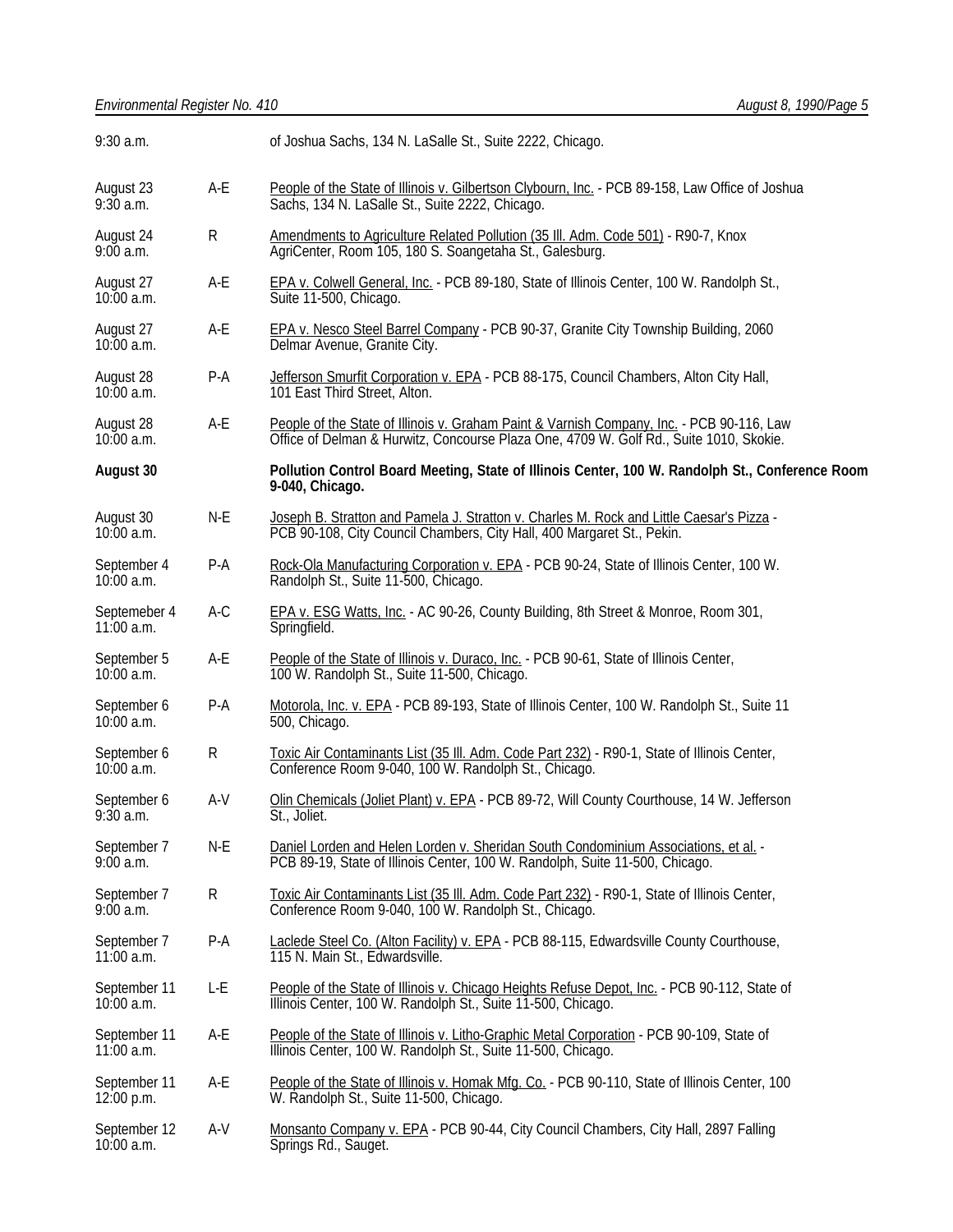| | | |
|---|---|---|
| 9:30 a.m. | | of Joshua Sachs, 134 N. LaSalle St., Suite 2222, Chicago. |
| August 23<br>9:30 a.m. | A-E | People of the State of Illinois v. Gilbertson Clybourn, Inc. - PCB 89-158, Law Office of Joshua Sachs, 134 N. LaSalle St., Suite 2222, Chicago. |
| August 24<br>9:00 a.m. | R | Amendments to Agriculture Related Pollution (35 Ill. Adm. Code 501) - R90-7, Knox AgriCenter, Room 105, 180 S. Soangetaha St., Galesburg. |
| August 27<br>10:00 a.m. | A-E | EPA v. Colwell General, Inc. - PCB 89-180, State of Illinois Center, 100 W. Randolph St., Suite 11-500, Chicago. |
| August 27<br>10:00 a.m. | A-E | EPA v. Nesco Steel Barrel Company - PCB 90-37, Granite City Township Building, 2060 Delmar Avenue, Granite City. |
| August 28<br>10:00 a.m. | P-A | Jefferson Smurfit Corporation v. EPA - PCB 88-175, Council Chambers, Alton City Hall, 101 East Third Street, Alton. |
| August 28<br>10:00 a.m. | A-E | People of the State of Illinois v. Graham Paint & Varnish Company, Inc. - PCB 90-116, Law Office of Delman & Hurwitz, Concourse Plaza One, 4709 W. Golf Rd., Suite 1010, Skokie. |
| **August 30** | | **Pollution Control Board Meeting, State of Illinois Center, 100 W. Randolph St., Conference Room 9-040, Chicago.** |
| August 30<br>10:00 a.m. | N-E | Joseph B. Stratton and Pamela J. Stratton v. Charles M. Rock and Little Caesar's Pizza - PCB 90-108, City Council Chambers, City Hall, 400 Margaret St., Pekin. |
| September 4<br>10:00 a.m. | P-A | Rock-Ola Manufacturing Corporation v. EPA - PCB 90-24, State of Illinois Center, 100 W. Randolph St., Suite 11-500, Chicago. |
| Septemeber 4<br>11:00 a.m. | A-C | EPA v. ESG Watts, Inc. - AC 90-26, County Building, 8th Street & Monroe, Room 301, Springfield. |
| September 5<br>10:00 a.m. | A-E | People of the State of Illinois v. Duraco, Inc. - PCB 90-61, State of Illinois Center, 100 W. Randolph St., Suite 11-500, Chicago. |
| September 6<br>10:00 a.m. | P-A | Motorola, Inc. v. EPA - PCB 89-193, State of Illinois Center, 100 W. Randolph St., Suite 11 500, Chicago. |
| September 6<br>10:00 a.m. | R | Toxic Air Contaminants List (35 Ill. Adm. Code Part 232) - R90-1, State of Illinois Center, Conference Room 9-040, 100 W. Randolph St., Chicago. |
| September 6<br>9:30 a.m. | A-V | Olin Chemicals (Joliet Plant) v. EPA - PCB 89-72, Will County Courthouse, 14 W. Jefferson St., Joliet. |
| September 7<br>9:00 a.m. | N-E | Daniel Lorden and Helen Lorden v. Sheridan South Condominium Associations, et al. - PCB 89-19, State of Illinois Center, 100 W. Randolph, Suite 11-500, Chicago. |
| September 7<br>9:00 a.m. | R | Toxic Air Contaminants List (35 Ill. Adm. Code Part 232) - R90-1, State of Illinois Center, Conference Room 9-040, 100 W. Randolph St., Chicago. |
| September 7<br>11:00 a.m. | P-A | Laclede Steel Co. (Alton Facility) v. EPA - PCB 88-115, Edwardsville County Courthouse, 115 N. Main St., Edwardsville. |
| September 11<br>10:00 a.m. | L-E | People of the State of Illinois v. Chicago Heights Refuse Depot, Inc. - PCB 90-112, State of Illinois Center, 100 W. Randolph St., Suite 11-500, Chicago. |
| September 11<br>11:00 a.m. | A-E | People of the State of Illinois v. Litho-Graphic Metal Corporation - PCB 90-109, State of Illinois Center, 100 W. Randolph St., Suite 11-500, Chicago. |
| September 11<br>12:00 p.m. | A-E | People of the State of Illinois v. Homak Mfg. Co. - PCB 90-110, State of Illinois Center, 100 W. Randolph St., Suite 11-500, Chicago. |
| September 12<br>10:00 a.m. | A-V | Monsanto Company v. EPA - PCB 90-44, City Council Chambers, City Hall, 2897 Falling Springs Rd., Sauget. |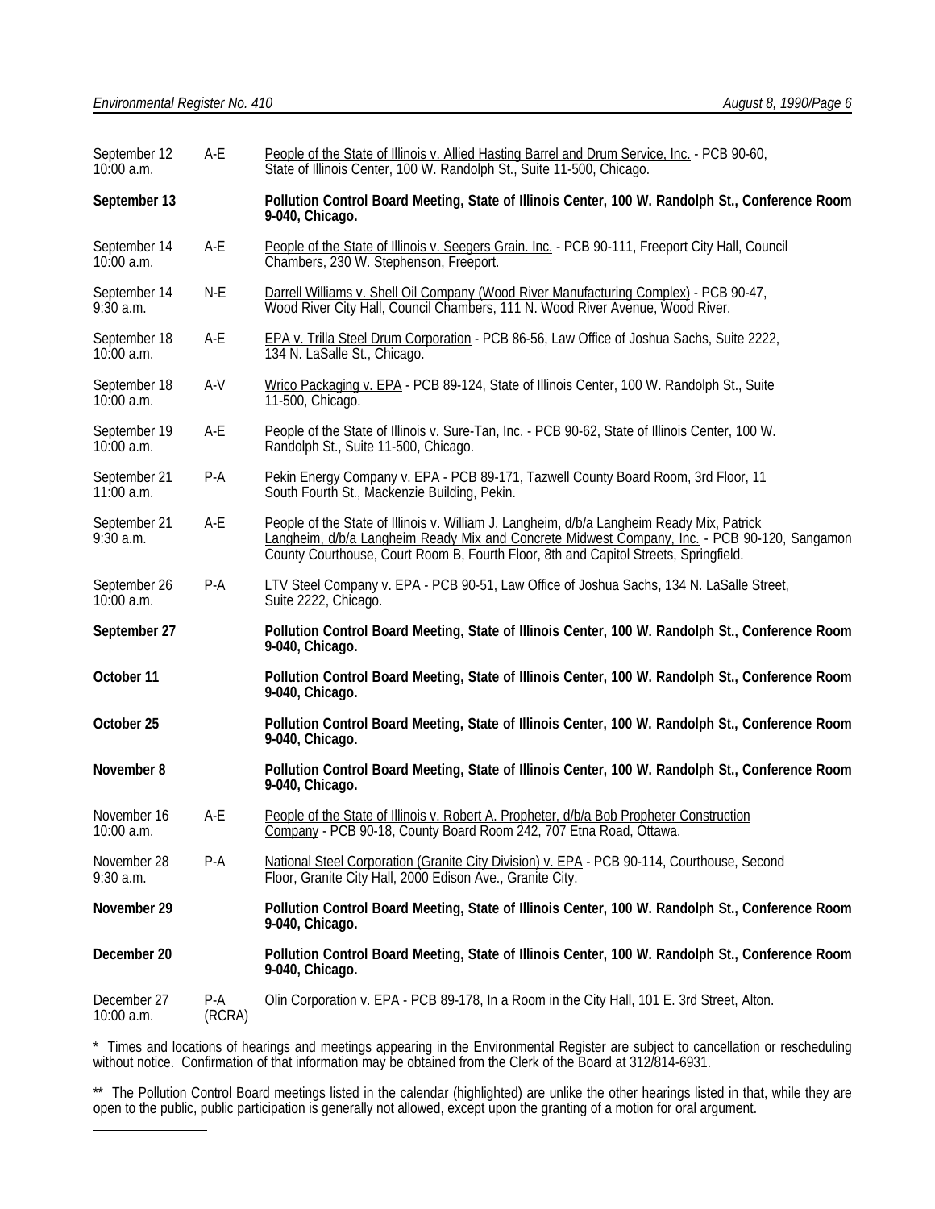| | | |
|---|---|---|
| September 12<br>10:00 a.m. | A-E | People of the State of Illinois v. Allied Hasting Barrel and Drum Service, Inc. - PCB 90-60, State of Illinois Center, 100 W. Randolph St., Suite 11-500, Chicago. |
| **September 13** | | **Pollution Control Board Meeting, State of Illinois Center, 100 W. Randolph St., Conference Room 9-040, Chicago.** |
| September 14<br>10:00 a.m. | A-E | People of the State of Illinois v. Seegers Grain. Inc. - PCB 90-111, Freeport City Hall, Council Chambers, 230 W. Stephenson, Freeport. |
| September 14<br>9:30 a.m. | N-E | Darrell Williams v. Shell Oil Company (Wood River Manufacturing Complex) - PCB 90-47, Wood River City Hall, Council Chambers, 111 N. Wood River Avenue, Wood River. |
| September 18<br>10:00 a.m. | A-E | EPA v. Trilla Steel Drum Corporation - PCB 86-56, Law Office of Joshua Sachs, Suite 2222, 134 N. LaSalle St., Chicago. |
| September 18<br>10:00 a.m. | A-V | Wrico Packaging v. EPA - PCB 89-124, State of Illinois Center, 100 W. Randolph St., Suite 11-500, Chicago. |
| September 19<br>10:00 a.m. | A-E | People of the State of Illinois v. Sure-Tan, Inc. - PCB 90-62, State of Illinois Center, 100 W. Randolph St., Suite 11-500, Chicago. |
| September 21<br>11:00 a.m. | P-A | Pekin Energy Company v. EPA - PCB 89-171, Tazwell County Board Room, 3rd Floor, 11 South Fourth St., Mackenzie Building, Pekin. |
| September 21<br>9:30 a.m. | A-E | People of the State of Illinois v. William J. Langheim, d/b/a Langheim Ready Mix, Patrick Langheim, d/b/a Langheim Ready Mix and Concrete Midwest Company, Inc. - PCB 90-120, Sangamon County Courthouse, Court Room B, Fourth Floor, 8th and Capitol Streets, Springfield. |
| September 26<br>10:00 a.m. | P-A | LTV Steel Company v. EPA - PCB 90-51, Law Office of Joshua Sachs, 134 N. LaSalle Street, Suite 2222, Chicago. |
| **September 27** | | **Pollution Control Board Meeting, State of Illinois Center, 100 W. Randolph St., Conference Room 9-040, Chicago.** |
| **October 11** | | **Pollution Control Board Meeting, State of Illinois Center, 100 W. Randolph St., Conference Room 9-040, Chicago.** |
| **October 25** | | **Pollution Control Board Meeting, State of Illinois Center, 100 W. Randolph St., Conference Room 9-040, Chicago.** |
| **November 8** | | **Pollution Control Board Meeting, State of Illinois Center, 100 W. Randolph St., Conference Room 9-040, Chicago.** |
| November 16<br>10:00 a.m. | A-E | People of the State of Illinois v. Robert A. Propheter, d/b/a Bob Propheter Construction Company - PCB 90-18, County Board Room 242, 707 Etna Road, Ottawa. |
| November 28<br>9:30 a.m. | P-A | National Steel Corporation (Granite City Division) v. EPA - PCB 90-114, Courthouse, Second Floor, Granite City Hall, 2000 Edison Ave., Granite City. |
| **November 29** | | **Pollution Control Board Meeting, State of Illinois Center, 100 W. Randolph St., Conference Room 9-040, Chicago.** |
| **December 20** | | **Pollution Control Board Meeting, State of Illinois Center, 100 W. Randolph St., Conference Room 9-040, Chicago.** |
| December 27<br>10:00 a.m. | P-A<br>(RCRA) | Olin Corporation v. EPA - PCB 89-178, In a Room in the City Hall, 101 E. 3rd Street, Alton. |

\* Times and locations of hearings and meetings appearing in the Environmental Register are subject to cancellation or rescheduling without notice. Confirmation of that information may be obtained from the Clerk of the Board at 312/814-6931.

\*\* The Pollution Control Board meetings listed in the calendar (highlighted) are unlike the other hearings listed in that, while they are open to the public, public participation is generally not allowed, except upon the granting of a motion for oral argument.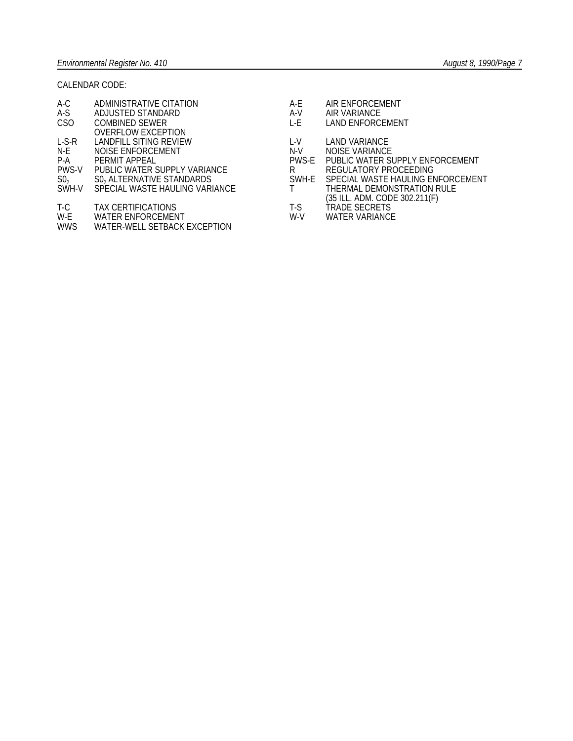CALENDAR CODE:

| | | | |
|---|---|---|---|
| A-C | ADMINISTRATIVE CITATION | A-E | AIR ENFORCEMENT |
| A-S | ADJUSTED STANDARD | A-V | AIR VARIANCE |
| CSO | COMBINED SEWER OVERFLOW EXCEPTION | L-E | LAND ENFORCEMENT |
| L-S-R | LANDFILL SITING REVIEW | L-V | LAND VARIANCE |
| N-E | NOISE ENFORCEMENT | N-V | NOISE VARIANCE |
| P-A | PERMIT APPEAL | PWS-E | PUBLIC WATER SUPPLY ENFORCEMENT |
| PWS-V | PUBLIC WATER SUPPLY VARIANCE | R | REGULATORY PROCEEDING |
| $S0_2$ | $S0_2$ ALTERNATIVE STANDARDS | SWH-E | SPECIAL WASTE HAULING ENFORCEMENT |
| SWH-V | SPECIAL WASTE HAULING VARIANCE | T | THERMAL DEMONSTRATION RULE (35 ILL. ADM. CODE 302.211(F) |
| T-C | TAX CERTIFICATIONS | T-S | TRADE SECRETS |
| W-E | WATER ENFORCEMENT | W-V | WATER VARIANCE |
| WWS | WATER-WELL SETBACK EXCEPTION | | |